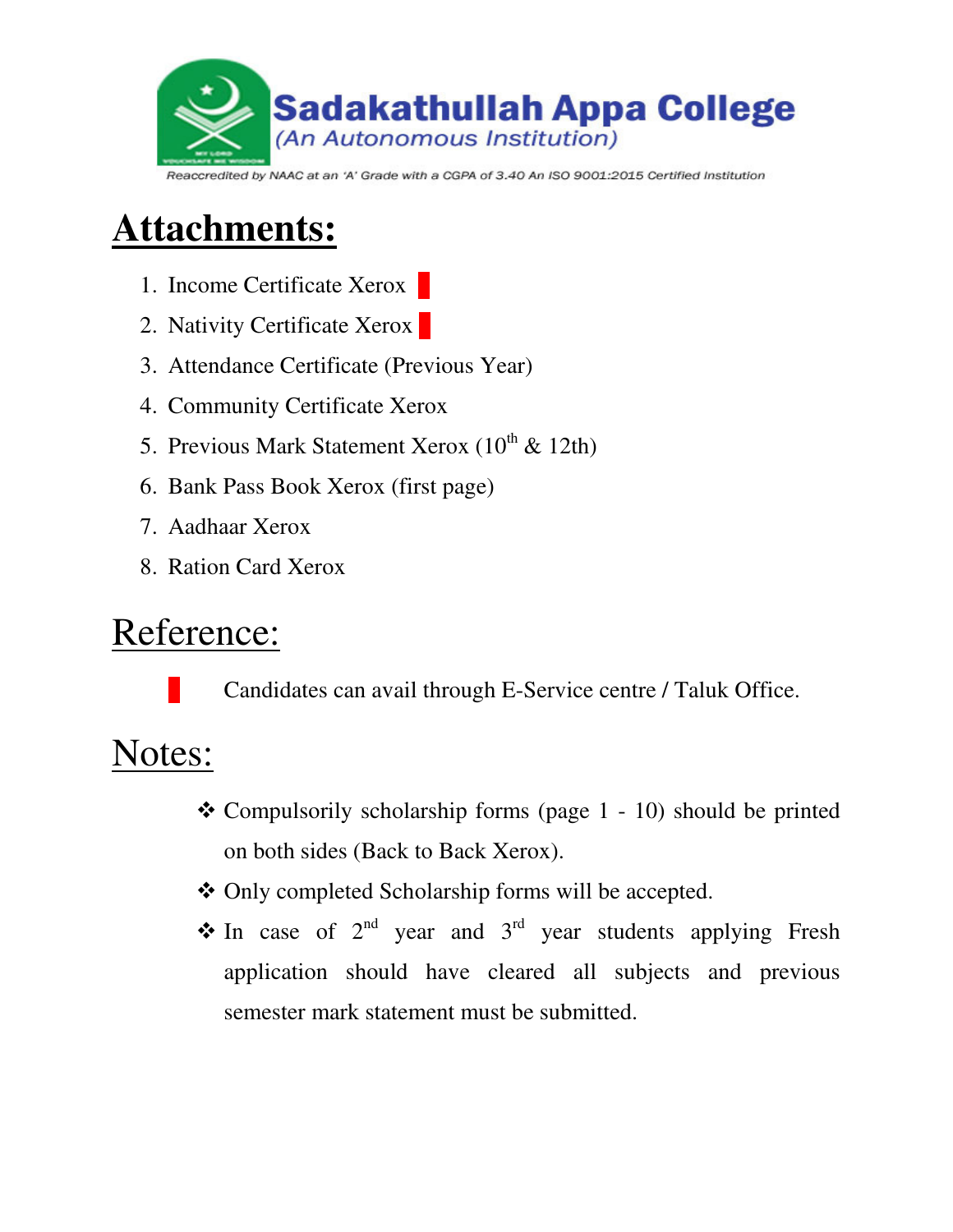Sadakathullah Appa College
(An Autonomous Institution)

Reaccredited by NAAC at an 'A' Grade with a CGPA of 3.40 An ISO 9001:2015 Certified Institution

# Attachments:

1. Income Certificate Xerox ▮
2. Nativity Certificate Xerox ▮
3. Attendance Certificate (Previous Year)
4. Community Certificate Xerox
5. Previous Mark Statement Xerox (10th & 12th)
6. Bank Pass Book Xerox (first page)
7. Aadhaar Xerox
8. Ration Card Xerox

# Reference:

▮ Candidates can avail through E-Service centre / Taluk Office.

# Notes:

- ❖ Compulsorily scholarship forms (page 1 - 10) should be printed on both sides (Back to Back Xerox).
- ❖ Only completed Scholarship forms will be accepted.
- ❖ In case of 2nd year and 3rd year students applying Fresh application should have cleared all subjects and previous semester mark statement must be submitted.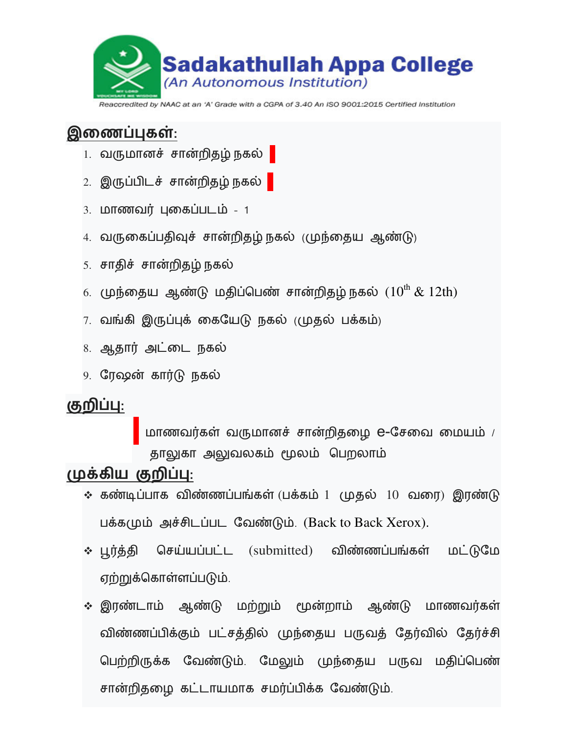**Sadakathullah Appa College**
*(An Autonomous Institution)*
*Reaccredited by NAAC at an 'A' Grade with a CGPA of 3.40 An ISO 9001:2015 Certified Institution*

## இணைப்புகள்:

1. வருமானச் சான்றிதழ் நகல்
2. இருப்பிடச் சான்றிதழ் நகல்
3. மாணவர் புகைப்படம் - 1
4. வருகைப்பதிவுச் சான்றிதழ் நகல் (முந்தைய ஆண்டு)
5. சாதிச் சான்றிதழ் நகல்
6. முந்தைய ஆண்டு மதிப்பெண் சான்றிதழ் நகல் (10th & 12th)
7. வங்கி இருப்புக் கையேடு நகல் (முதல் பக்கம்)
8. ஆதார் அட்டை நகல்
9. ரேஷன் கார்டு நகல்

## குறிப்பு:

மாணவர்கள் வருமானச் சான்றிதழை e-சேவை மையம் / தாலுகா அலுவலகம் மூலம் பெறலாம்

## முக்கிய குறிப்பு:

- கண்டிப்பாக விண்ணப்பங்கள் (பக்கம் 1 முதல் 10 வரை) இரண்டு பக்கமும் அச்சிடப்பட வேண்டும். (Back to Back Xerox).
- பூர்த்தி செய்யப்பட்ட (submitted) விண்ணப்பங்கள் மட்டுமே ஏற்றுக்கொள்ளப்படும்.
- இரண்டாம் ஆண்டு மற்றும் மூன்றாம் ஆண்டு மாணவர்கள் விண்ணப்பிக்கும் பட்சத்தில் முந்தைய பருவத் தேர்வில் தேர்ச்சி பெற்றிருக்க வேண்டும். மேலும் முந்தைய பருவ மதிப்பெண் சான்றிதழை கட்டாயமாக சமர்ப்பிக்க வேண்டும்.